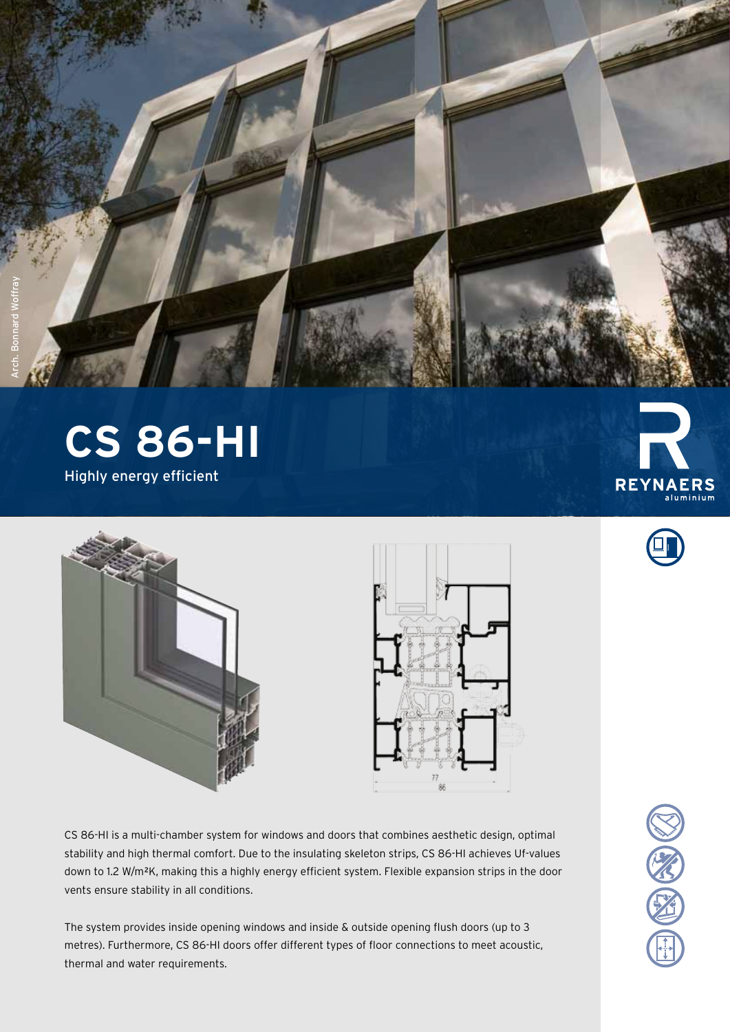Arch. Bonnard Woffray

# CS 86-HI

Highly energy efficient

REYNAERS aluminium

77

86

CS 86-HI is a multi-chamber system for windows and doors that combines aesthetic design, optimal stability and high thermal comfort. Due to the insulating skeleton strips, CS 86-HI achieves Uf-values down to 1.2 W/m²K, making this a highly energy efficient system. Flexible expansion strips in the door vents ensure stability in all conditions.

The system provides inside opening windows and inside & outside opening flush doors (up to 3 metres). Furthermore, CS 86-HI doors offer different types of floor connections to meet acoustic, thermal and water requirements.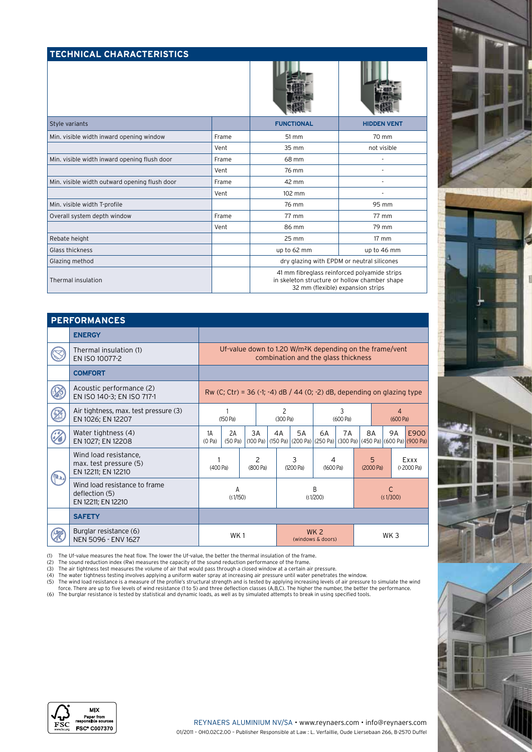## TECHNICAL CHARACTERISTICS

| | | | |
|---|---|---|---|
| Style variants | | **FUNCTIONAL** | **HIDDEN VENT** |
| Min. visible width inward opening window | Frame | 51 mm | 70 mm |
| | Vent | 35 mm | not visible |
| Min. visible width inward opening flush door | Frame | 68 mm | - |
| | Vent | 76 mm | - |
| Min. visible width outward opening flush door | Frame | 42 mm | - |
| | Vent | 102 mm | - |
| Min. visible width T-profile | | 76 mm | 95 mm |
| Overall system depth window | Frame | 77 mm | 77 mm |
| | Vent | 86 mm | 79 mm |
| Rebate height | | 25 mm | 17 mm |
| Glass thickness | | up to 62 mm | up to 46 mm |
| Glazing method | | dry glazing with EPDM or neutral silicones | |
| Thermal insulation | | 41 mm fibreglass reinforced polyamide strips in skeleton structure or hollow chamber shape 32 mm (flexible) expansion strips | |

## PERFORMANCES

| | | | | | | | | | | | |
|---|---|---|---|---|---|---|---|---|---|---|---|
| **ENERGY** | | | | | | | | | | | |
| Thermal insulation (1) EN ISO 10077-2 | Uf-value down to 1.20 W/m²K depending on the frame/vent combination and the glass thickness | | | | | | | | | | |
| **COMFORT** | | | | | | | | | | | |
| Acoustic performance (2) EN ISO 140-3; EN ISO 717-1 | Rw (C; Ctr) = 36 (-1; -4) dB / 44 (0; -2) dB, depending on glazing type | | | | | | | | | | |
| Air tightness, max. test pressure (3) EN 1026; EN 12207 | 1 (150 Pa) | | 2 (300 Pa) | | | 3 (600 Pa) | | | 4 (600 Pa) | | |
| Water tightness (4) EN 1027; EN 12208 | 1A (0 Pa) | 2A (50 Pa) | 3A (100 Pa) | 4A (150 Pa) | 5A (200 Pa) | 6A (250 Pa) | 7A (300 Pa) | 8A (450 Pa) | 9A (600 Pa) | E900 (900 Pa) | |
| Wind load resistance, max. test pressure (5) EN 12211; EN 12210 | 1 (400 Pa) | | 2 (800 Pa) | | 3 (1200 Pa) | | 4 (1600 Pa) | | 5 (2000 Pa) | | Exxx (> 2000 Pa) |
| Wind load resistance to frame deflection (5) EN 12211; EN 12210 | A (≤1/150) | | | | B (≤1/200) | | | | C (≤1/300) | | |
| **SAFETY** | | | | | | | | | | | |
| Burglar resistance (6) NEN 5096 - ENV 1627 | WK 1 | | | | WK 2 (windows & doors) | | | | WK 3 | | |

(1) The Uf-value measures the heat flow. The lower the Uf-value, the better the thermal insulation of the frame.
(2) The sound reduction index (Rw) measures the capacity of the sound reduction performance of the frame.
(3) The air tightness test measures the volume of air that would pass through a closed window at a certain air pressure.
(4) The water tightness testing involves applying a uniform water spray at increasing air pressure until water penetrates the window.
(5) The wind load resistance is a measure of the profile's structural strength and is tested by applying increasing levels of air pressure to simulate the wind force. There are up to five levels of wind resistance (1 to 5) and three deflection classes (A,B,C). The higher the number, the better the performance.
(6) The burglar resistance is tested by statistical and dynamic loads, as well as by simulated attempts to break in using specified tools.

MIX Paper from responsible sources FSC® C007370

REYNAERS ALUMINIUM NV/SA • www.reynaers.com • info@reynaers.com
01/2011 – 0H0.02C2.00 – Publisher Responsible at Law : L. Verfaillie, Oude Liersebaan 266, B-2570 Duffel